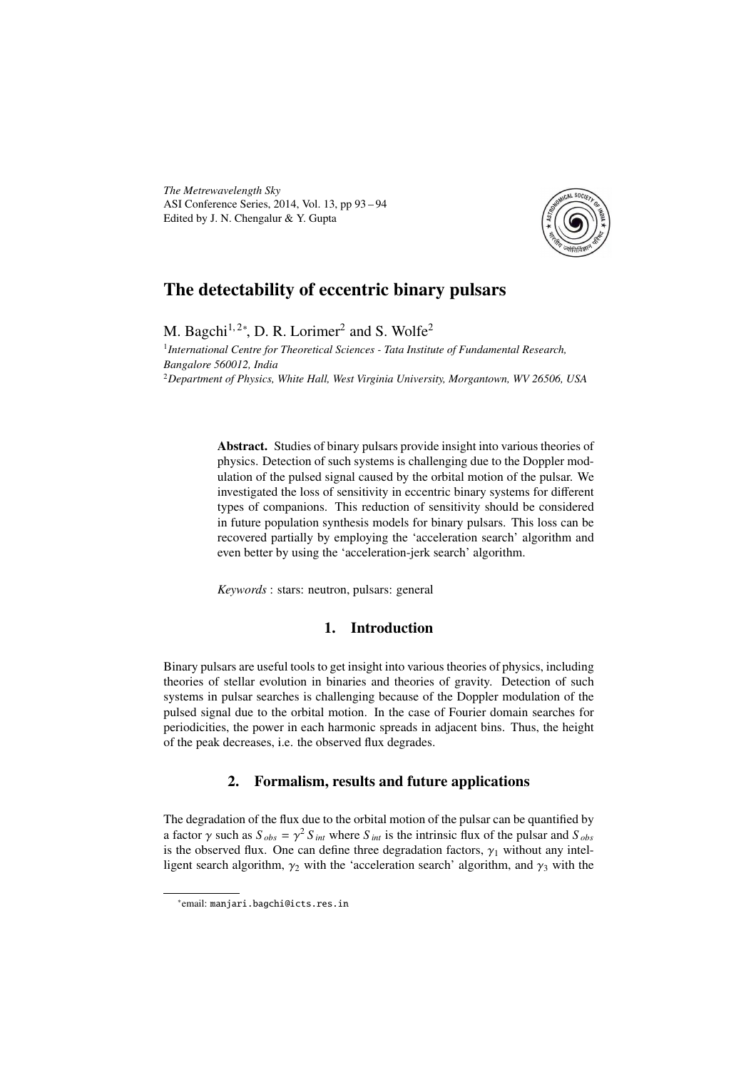# The detectability of eccentric binary pulsars

M. Bagchi[1,2*], D. R. Lorimer[2] and S. Wolfe[2]

[1] *International Centre for Theoretical Sciences - Tata Institute of Fundamental Research, Bangalore 560012, India*

[2] *Department of Physics, White Hall, West Virginia University, Morgantown, WV 26506, USA*

**Abstract.** Studies of binary pulsars provide insight into various theories of physics. Detection of such systems is challenging due to the Doppler modulation of the pulsed signal caused by the orbital motion of the pulsar. We investigated the loss of sensitivity in eccentric binary systems for different types of companions. This reduction of sensitivity should be considered in future population synthesis models for binary pulsars. This loss can be recovered partially by employing the 'acceleration search' algorithm and even better by using the 'acceleration-jerk search' algorithm.

*Keywords* : stars: neutron, pulsars: general

## 1. Introduction

Binary pulsars are useful tools to get insight into various theories of physics, including theories of stellar evolution in binaries and theories of gravity. Detection of such systems in pulsar searches is challenging because of the Doppler modulation of the pulsed signal due to the orbital motion. In the case of Fourier domain searches for periodicities, the power in each harmonic spreads in adjacent bins. Thus, the height of the peak decreases, i.e. the observed flux degrades.

## 2. Formalism, results and future applications

The degradation of the flux due to the orbital motion of the pulsar can be quantified by a factor $\gamma$ such as $S_{obs} = \gamma^2 S_{int}$ where $S_{int}$ is the intrinsic flux of the pulsar and $S_{obs}$ is the observed flux. One can define three degradation factors, $\gamma_1$ without any intelligent search algorithm, $\gamma_2$ with the 'acceleration search' algorithm, and $\gamma_3$ with the

*email: manjari.bagchi@icts.res.in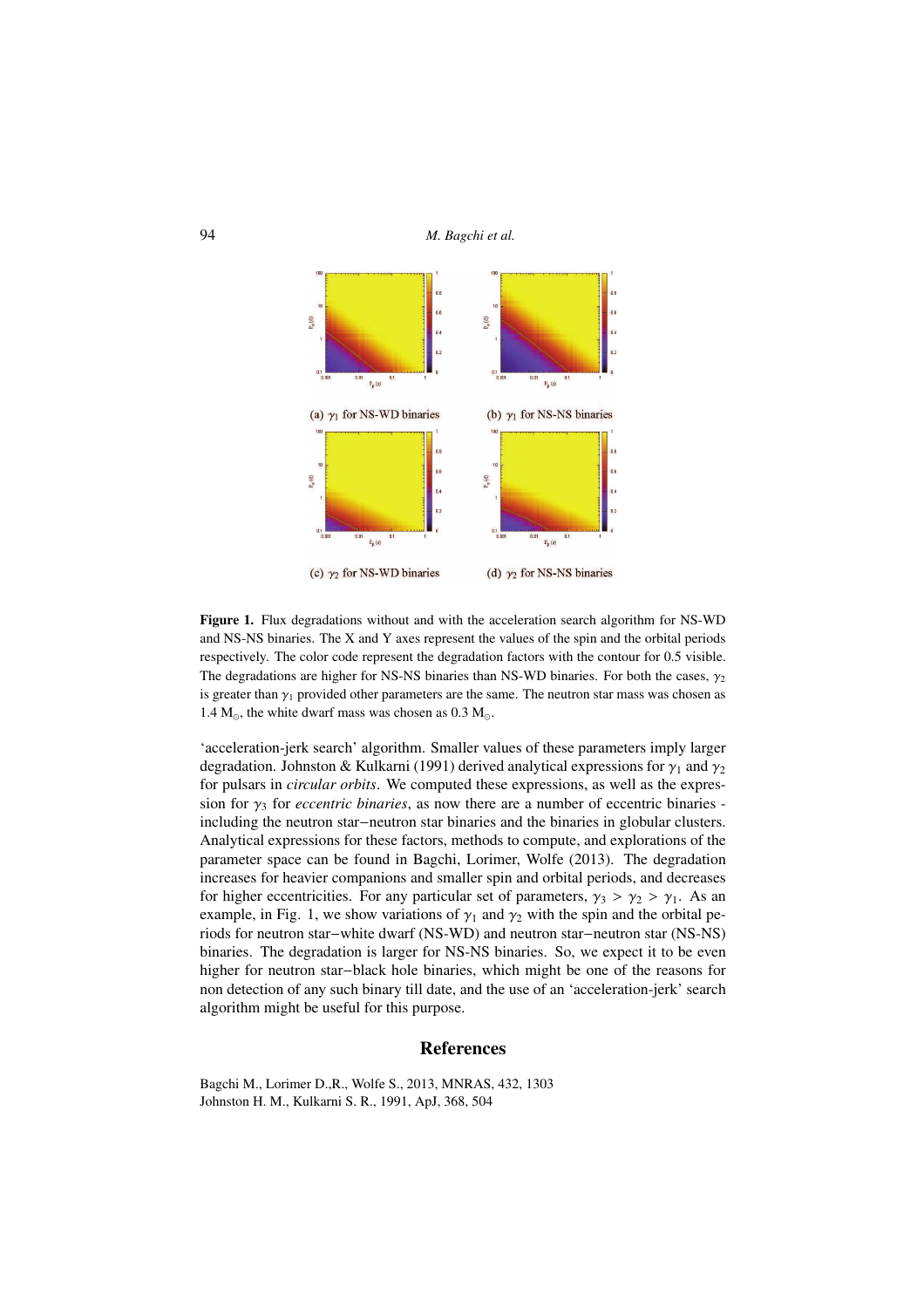(a) $\gamma_1$ for NS-WD binaries

(b) $\gamma_1$ for NS-NS binaries

(c) $\gamma_2$ for NS-WD binaries

(d) $\gamma_2$ for NS-NS binaries

**Figure 1.** Flux degradations without and with the acceleration search algorithm for NS-WD and NS-NS binaries. The X and Y axes represent the values of the spin and the orbital periods respectively. The color code represent the degradation factors with the contour for 0.5 visible. The degradations are higher for NS-NS binaries than NS-WD binaries. For both the cases, $\gamma_2$ is greater than $\gamma_1$ provided other parameters are the same. The neutron star mass was chosen as 1.4 $M_{\odot}$, the white dwarf mass was chosen as 0.3 $M_{\odot}$.

'acceleration-jerk search' algorithm. Smaller values of these parameters imply larger degradation. Johnston & Kulkarni (1991) derived analytical expressions for $\gamma_1$ and $\gamma_2$ for pulsars in *circular orbits*. We computed these expressions, as well as the expression for $\gamma_3$ for *eccentric binaries*, as now there are a number of eccentric binaries - including the neutron star−neutron star binaries and the binaries in globular clusters. Analytical expressions for these factors, methods to compute, and explorations of the parameter space can be found in Bagchi, Lorimer, Wolfe (2013). The degradation increases for heavier companions and smaller spin and orbital periods, and decreases for higher eccentricities. For any particular set of parameters, $\gamma_3 > \gamma_2 > \gamma_1$. As an example, in Fig. 1, we show variations of $\gamma_1$ and $\gamma_2$ with the spin and the orbital periods for neutron star−white dwarf (NS-WD) and neutron star−neutron star (NS-NS) binaries. The degradation is larger for NS-NS binaries. So, we expect it to be even higher for neutron star−black hole binaries, which might be one of the reasons for non detection of any such binary till date, and the use of an 'acceleration-jerk' search algorithm might be useful for this purpose.

## References

Bagchi M., Lorimer D.,R., Wolfe S., 2013, MNRAS, 432, 1303

Johnston H. M., Kulkarni S. R., 1991, ApJ, 368, 504